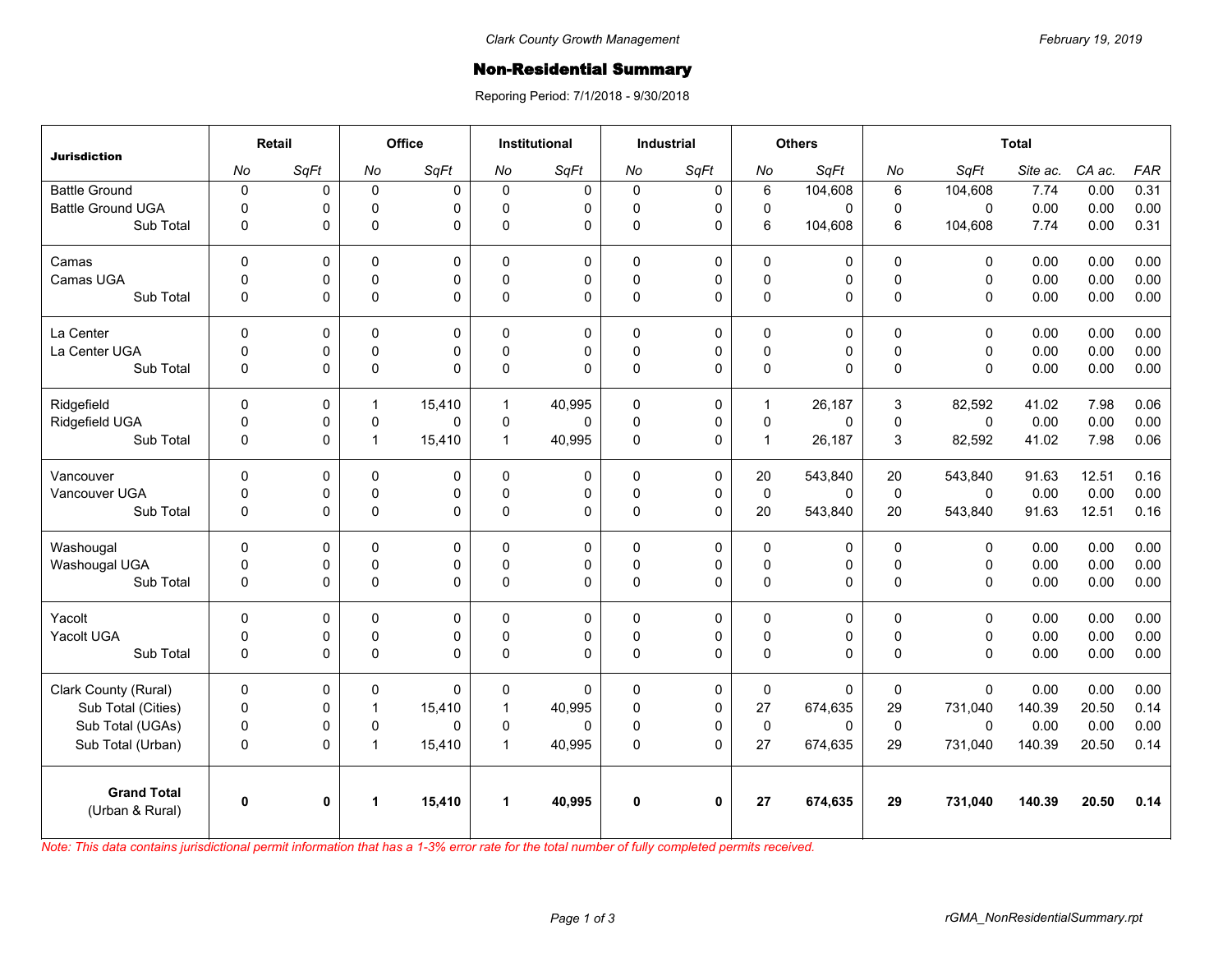Clark County Growth Management

February 19, 2019

# Non-Residential Summary

Reporing Period: 7/1/2018 - 9/30/2018

| Jurisdiction | Retail | | Office | | Institutional | | Industrial | | Others | | Total | | | | |
|---|---|---|---|---|---|---|---|---|---|---|---|---|---|---|---|
| | *No* | *SqFt* | *No* | *SqFt* | *No* | *SqFt* | *No* | *SqFt* | *No* | *SqFt* | *No* | *SqFt* | *Site ac.* | *CA ac.* | *FAR* |
| Battle Ground | 0 | 0 | 0 | 0 | 0 | 0 | 0 | 0 | 6 | 104,608 | 6 | 104,608 | 7.74 | 0.00 | 0.31 |
| Battle Ground UGA | 0 | 0 | 0 | 0 | 0 | 0 | 0 | 0 | 0 | 0 | 0 | 0 | 0.00 | 0.00 | 0.00 |
| Sub Total | 0 | 0 | 0 | 0 | 0 | 0 | 0 | 0 | 6 | 104,608 | 6 | 104,608 | 7.74 | 0.00 | 0.31 |
| Camas | 0 | 0 | 0 | 0 | 0 | 0 | 0 | 0 | 0 | 0 | 0 | 0 | 0.00 | 0.00 | 0.00 |
| Camas UGA | 0 | 0 | 0 | 0 | 0 | 0 | 0 | 0 | 0 | 0 | 0 | 0 | 0.00 | 0.00 | 0.00 |
| Sub Total | 0 | 0 | 0 | 0 | 0 | 0 | 0 | 0 | 0 | 0 | 0 | 0 | 0.00 | 0.00 | 0.00 |
| La Center | 0 | 0 | 0 | 0 | 0 | 0 | 0 | 0 | 0 | 0 | 0 | 0 | 0.00 | 0.00 | 0.00 |
| La Center UGA | 0 | 0 | 0 | 0 | 0 | 0 | 0 | 0 | 0 | 0 | 0 | 0 | 0.00 | 0.00 | 0.00 |
| Sub Total | 0 | 0 | 0 | 0 | 0 | 0 | 0 | 0 | 0 | 0 | 0 | 0 | 0.00 | 0.00 | 0.00 |
| Ridgefield | 0 | 0 | 1 | 15,410 | 1 | 40,995 | 0 | 0 | 1 | 26,187 | 3 | 82,592 | 41.02 | 7.98 | 0.06 |
| Ridgefield UGA | 0 | 0 | 0 | 0 | 0 | 0 | 0 | 0 | 0 | 0 | 0 | 0 | 0.00 | 0.00 | 0.00 |
| Sub Total | 0 | 0 | 1 | 15,410 | 1 | 40,995 | 0 | 0 | 1 | 26,187 | 3 | 82,592 | 41.02 | 7.98 | 0.06 |
| Vancouver | 0 | 0 | 0 | 0 | 0 | 0 | 0 | 0 | 20 | 543,840 | 20 | 543,840 | 91.63 | 12.51 | 0.16 |
| Vancouver UGA | 0 | 0 | 0 | 0 | 0 | 0 | 0 | 0 | 0 | 0 | 0 | 0 | 0.00 | 0.00 | 0.00 |
| Sub Total | 0 | 0 | 0 | 0 | 0 | 0 | 0 | 0 | 20 | 543,840 | 20 | 543,840 | 91.63 | 12.51 | 0.16 |
| Washougal | 0 | 0 | 0 | 0 | 0 | 0 | 0 | 0 | 0 | 0 | 0 | 0 | 0.00 | 0.00 | 0.00 |
| Washougal UGA | 0 | 0 | 0 | 0 | 0 | 0 | 0 | 0 | 0 | 0 | 0 | 0 | 0.00 | 0.00 | 0.00 |
| Sub Total | 0 | 0 | 0 | 0 | 0 | 0 | 0 | 0 | 0 | 0 | 0 | 0 | 0.00 | 0.00 | 0.00 |
| Yacolt | 0 | 0 | 0 | 0 | 0 | 0 | 0 | 0 | 0 | 0 | 0 | 0 | 0.00 | 0.00 | 0.00 |
| Yacolt UGA | 0 | 0 | 0 | 0 | 0 | 0 | 0 | 0 | 0 | 0 | 0 | 0 | 0.00 | 0.00 | 0.00 |
| Sub Total | 0 | 0 | 0 | 0 | 0 | 0 | 0 | 0 | 0 | 0 | 0 | 0 | 0.00 | 0.00 | 0.00 |
| Clark County (Rural) | 0 | 0 | 0 | 0 | 0 | 0 | 0 | 0 | 0 | 0 | 0 | 0 | 0.00 | 0.00 | 0.00 |
| Sub Total (Cities) | 0 | 0 | 1 | 15,410 | 1 | 40,995 | 0 | 0 | 27 | 674,635 | 29 | 731,040 | 140.39 | 20.50 | 0.14 |
| Sub Total (UGAs) | 0 | 0 | 0 | 0 | 0 | 0 | 0 | 0 | 0 | 0 | 0 | 0 | 0.00 | 0.00 | 0.00 |
| Sub Total (Urban) | 0 | 0 | 1 | 15,410 | 1 | 40,995 | 0 | 0 | 27 | 674,635 | 29 | 731,040 | 140.39 | 20.50 | 0.14 |
| **Grand Total** (Urban & Rural) | **0** | **0** | **1** | **15,410** | **1** | **40,995** | **0** | **0** | **27** | **674,635** | **29** | **731,040** | **140.39** | **20.50** | **0.14** |

*Note: This data contains jurisdictional permit information that has a 1-3% error rate for the total number of fully completed permits received.*

rGMA_NonResidentialSummary.rpt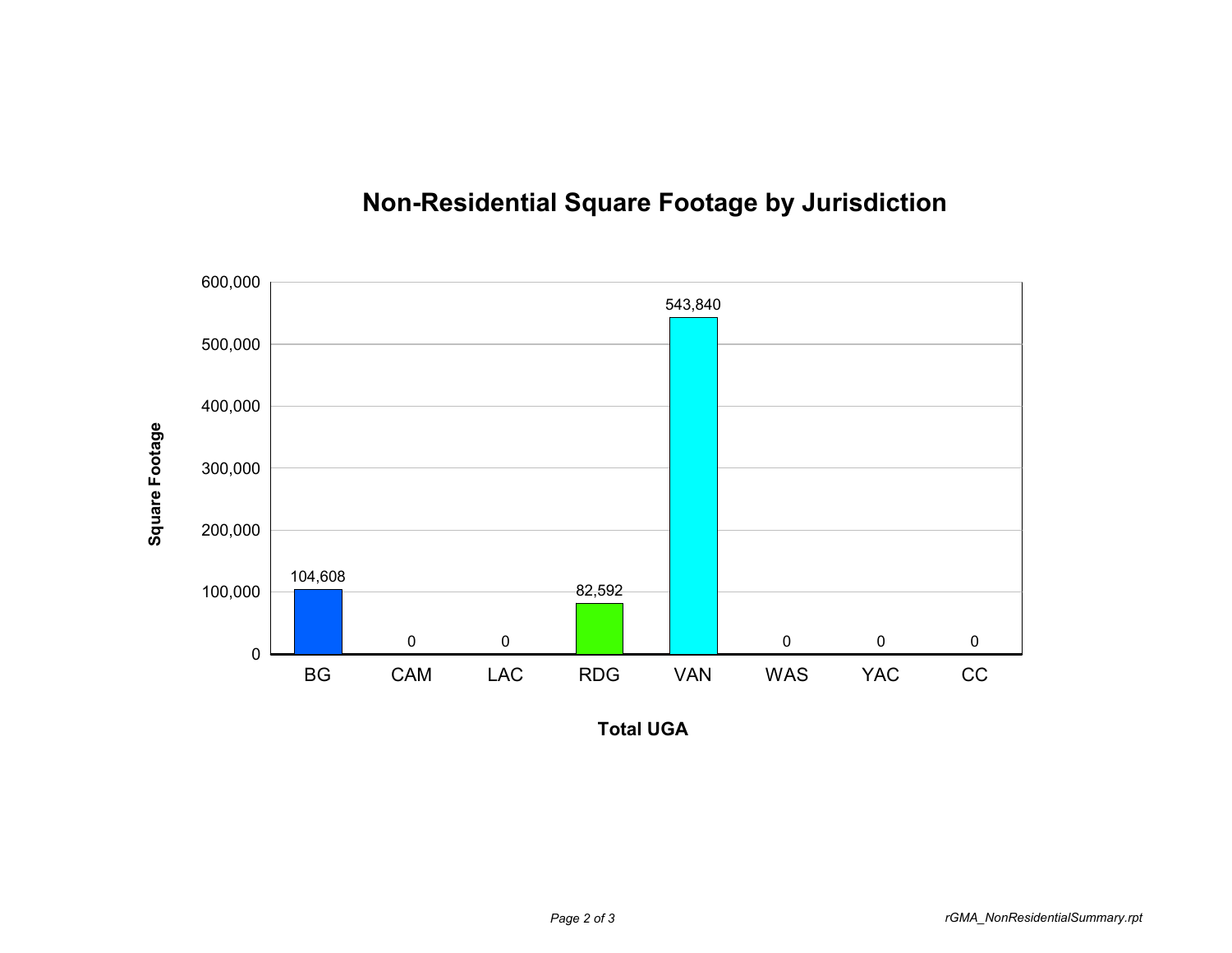# Non-Residential Square Footage by Jurisdiction

| Total UGA | Square Footage |
| --- | --- |
| BG | 104,608 |
| CAM | 0 |
| LAC | 0 |
| RDG | 82,592 |
| VAN | 543,840 |
| WAS | 0 |
| YAC | 0 |
| CC | 0 |

*rGMA_NonResidentialSummary.rpt*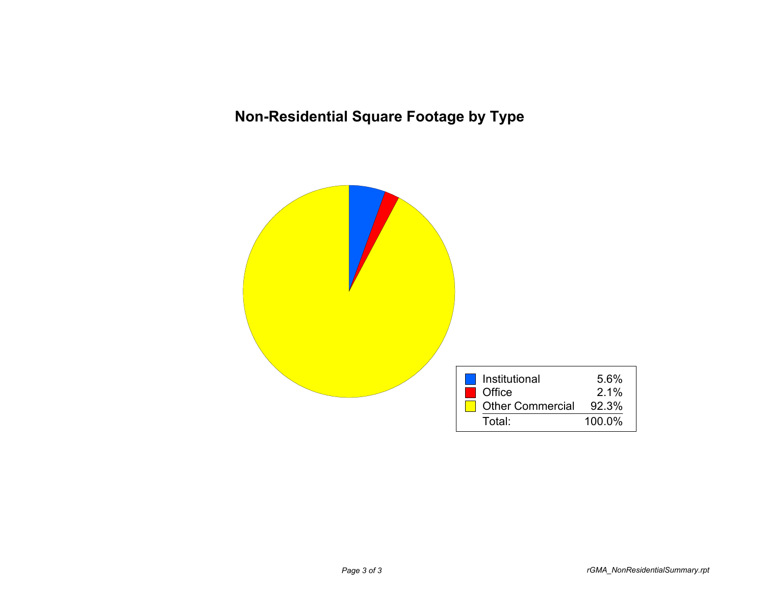# Non-Residential Square Footage by Type

Institutional 5.6%

Office 2.1%

Other Commercial 92.3%

Total: 100.0%